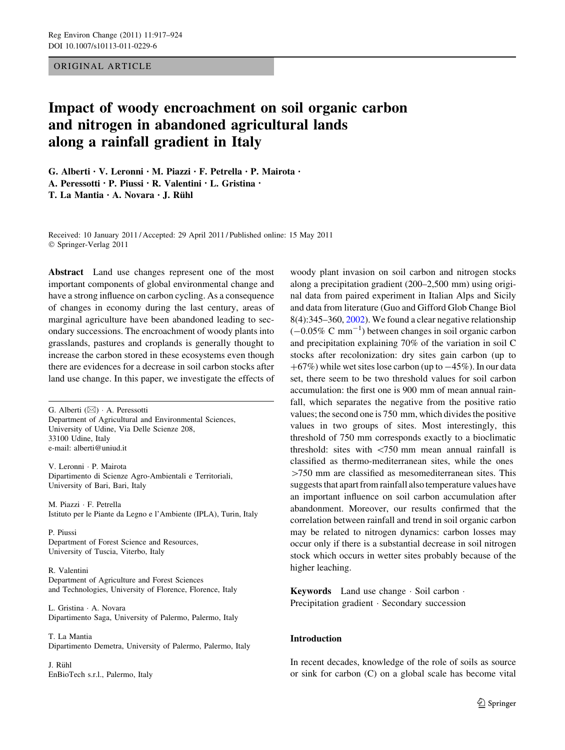ORIGINAL ARTICLE

# Impact of woody encroachment on soil organic carbon and nitrogen in abandoned agricultural lands along a rainfall gradient in Italy

G. Alberti · V. Leronni · M. Piazzi · F. Petrella · P. Mairota · A. Peressotti · P. Piussi · R. Valentini · L. Gristina · T. La Mantia · A. Novara · J. Rühl

Received: 10 January 2011 / Accepted: 29 April 2011 / Published online: 15 May 2011
© Springer-Verlag 2011

**Abstract** Land use changes represent one of the most important components of global environmental change and have a strong influence on carbon cycling. As a consequence of changes in economy during the last century, areas of marginal agriculture have been abandoned leading to secondary successions. The encroachment of woody plants into grasslands, pastures and croplands is generally thought to increase the carbon stored in these ecosystems even though there are evidences for a decrease in soil carbon stocks after land use change. In this paper, we investigate the effects of woody plant invasion on soil carbon and nitrogen stocks along a precipitation gradient (200–2,500 mm) using original data from paired experiment in Italian Alps and Sicily and data from literature (Guo and Gifford Glob Change Biol 8(4):345–360, 2002). We found a clear negative relationship ($-0.05\%$ C $mm^{-1}$) between changes in soil organic carbon and precipitation explaining 70% of the variation in soil C stocks after recolonization: dry sites gain carbon (up to $+67\%$) while wet sites lose carbon (up to $-45\%$). In our data set, there seem to be two threshold values for soil carbon accumulation: the first one is 900 mm of mean annual rainfall, which separates the negative from the positive ratio values; the second one is 750 mm, which divides the positive values in two groups of sites. Most interestingly, this threshold of 750 mm corresponds exactly to a bioclimatic threshold: sites with <750 mm mean annual rainfall is classified as thermo-mediterranean sites, while the ones >750 mm are classified as mesomediterranean sites. This suggests that apart from rainfall also temperature values have an important influence on soil carbon accumulation after abandonment. Moreover, our results confirmed that the correlation between rainfall and trend in soil organic carbon may be related to nitrogen dynamics: carbon losses may occur only if there is a substantial decrease in soil nitrogen stock which occurs in wetter sites probably because of the higher leaching.

**Keywords** Land use change · Soil carbon · Precipitation gradient · Secondary succession

G. Alberti (✉) · A. Peressotti
Department of Agricultural and Environmental Sciences, University of Udine, Via Delle Scienze 208, 33100 Udine, Italy
e-mail: alberti@uniud.it

V. Leronni · P. Mairota
Dipartimento di Scienze Agro-Ambientali e Territoriali, University of Bari, Bari, Italy

M. Piazzi · F. Petrella
Istituto per le Piante da Legno e l'Ambiente (IPLA), Turin, Italy

P. Piussi
Department of Forest Science and Resources, University of Tuscia, Viterbo, Italy

R. Valentini
Department of Agriculture and Forest Sciences and Technologies, University of Florence, Florence, Italy

L. Gristina · A. Novara
Dipartimento Saga, University of Palermo, Palermo, Italy

T. La Mantia
Dipartimento Demetra, University of Palermo, Palermo, Italy

J. Rühl
EnBioTech s.r.l., Palermo, Italy

## Introduction

In recent decades, knowledge of the role of soils as source or sink for carbon (C) on a global scale has become vital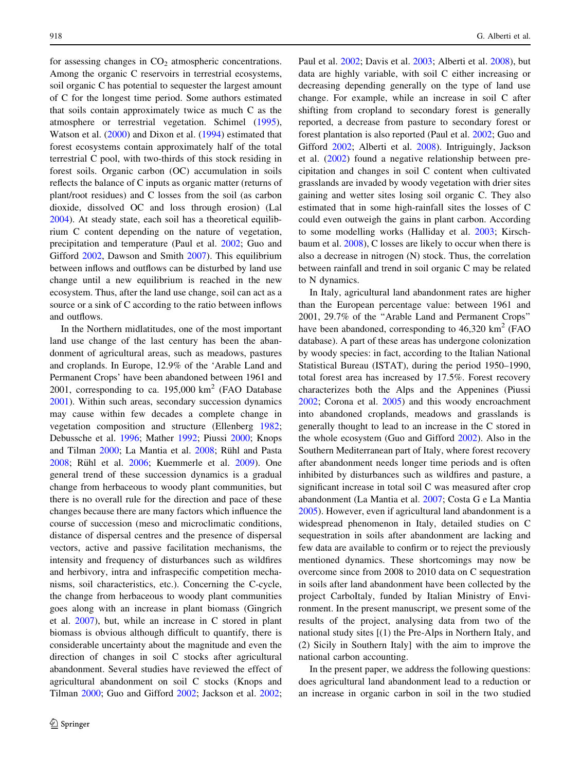for assessing changes in $CO_2$ atmospheric concentrations. Among the organic C reservoirs in terrestrial ecosystems, soil organic C has potential to sequester the largest amount of C for the longest time period. Some authors estimated that soils contain approximately twice as much C as the atmosphere or terrestrial vegetation. Schimel (1995), Watson et al. (2000) and Dixon et al. (1994) estimated that forest ecosystems contain approximately half of the total terrestrial C pool, with two-thirds of this stock residing in forest soils. Organic carbon (OC) accumulation in soils reflects the balance of C inputs as organic matter (returns of plant/root residues) and C losses from the soil (as carbon dioxide, dissolved OC and loss through erosion) (Lal 2004). At steady state, each soil has a theoretical equilibrium C content depending on the nature of vegetation, precipitation and temperature (Paul et al. 2002; Guo and Gifford 2002, Dawson and Smith 2007). This equilibrium between inflows and outflows can be disturbed by land use change until a new equilibrium is reached in the new ecosystem. Thus, after the land use change, soil can act as a source or a sink of C according to the ratio between inflows and outflows.

In the Northern midlatitudes, one of the most important land use change of the last century has been the abandonment of agricultural areas, such as meadows, pastures and croplands. In Europe, 12.9% of the 'Arable Land and Permanent Crops' have been abandoned between 1961 and 2001, corresponding to ca. 195,000 km$^2$ (FAO Database 2001). Within such areas, secondary succession dynamics may cause within few decades a complete change in vegetation composition and structure (Ellenberg 1982; Debussche et al. 1996; Mather 1992; Piussi 2000; Knops and Tilman 2000; La Mantia et al. 2008; Rühl and Pasta 2008; Rühl et al. 2006; Kuemmerle et al. 2009). One general trend of these succession dynamics is a gradual change from herbaceous to woody plant communities, but there is no overall rule for the direction and pace of these changes because there are many factors which influence the course of succession (meso and microclimatic conditions, distance of dispersal centres and the presence of dispersal vectors, active and passive facilitation mechanisms, the intensity and frequency of disturbances such as wildfires and herbivory, intra and infraspecific competition mechanisms, soil characteristics, etc.). Concerning the C-cycle, the change from herbaceous to woody plant communities goes along with an increase in plant biomass (Gingrich et al. 2007), but, while an increase in C stored in plant biomass is obvious although difficult to quantify, there is considerable uncertainty about the magnitude and even the direction of changes in soil C stocks after agricultural abandonment. Several studies have reviewed the effect of agricultural abandonment on soil C stocks (Knops and Tilman 2000; Guo and Gifford 2002; Jackson et al. 2002; Paul et al. 2002; Davis et al. 2003; Alberti et al. 2008), but data are highly variable, with soil C either increasing or decreasing depending generally on the type of land use change. For example, while an increase in soil C after shifting from cropland to secondary forest is generally reported, a decrease from pasture to secondary forest or forest plantation is also reported (Paul et al. 2002; Guo and Gifford 2002; Alberti et al. 2008). Intriguingly, Jackson et al. (2002) found a negative relationship between precipitation and changes in soil C content when cultivated grasslands are invaded by woody vegetation with drier sites gaining and wetter sites losing soil organic C. They also estimated that in some high-rainfall sites the losses of C could even outweigh the gains in plant carbon. According to some modelling works (Halliday et al. 2003; Kirschbaum et al. 2008), C losses are likely to occur when there is also a decrease in nitrogen (N) stock. Thus, the correlation between rainfall and trend in soil organic C may be related to N dynamics.

In Italy, agricultural land abandonment rates are higher than the European percentage value: between 1961 and 2001, 29.7% of the "Arable Land and Permanent Crops" have been abandoned, corresponding to 46,320 km$^2$ (FAO database). A part of these areas has undergone colonization by woody species: in fact, according to the Italian National Statistical Bureau (ISTAT), during the period 1950–1990, total forest area has increased by 17.5%. Forest recovery characterizes both the Alps and the Appenines (Piussi 2002; Corona et al. 2005) and this woody encroachment into abandoned croplands, meadows and grasslands is generally thought to lead to an increase in the C stored in the whole ecosystem (Guo and Gifford 2002). Also in the Southern Mediterranean part of Italy, where forest recovery after abandonment needs longer time periods and is often inhibited by disturbances such as wildfires and pasture, a significant increase in total soil C was measured after crop abandonment (La Mantia et al. 2007; Costa G e La Mantia 2005). However, even if agricultural land abandonment is a widespread phenomenon in Italy, detailed studies on C sequestration in soils after abandonment are lacking and few data are available to confirm or to reject the previously mentioned dynamics. These shortcomings may now be overcome since from 2008 to 2010 data on C sequestration in soils after land abandonment have been collected by the project CarboItaly, funded by Italian Ministry of Environment. In the present manuscript, we present some of the results of the project, analysing data from two of the national study sites [(1) the Pre-Alps in Northern Italy, and (2) Sicily in Southern Italy] with the aim to improve the national carbon accounting.

In the present paper, we address the following questions: does agricultural land abandonment lead to a reduction or an increase in organic carbon in soil in the two studied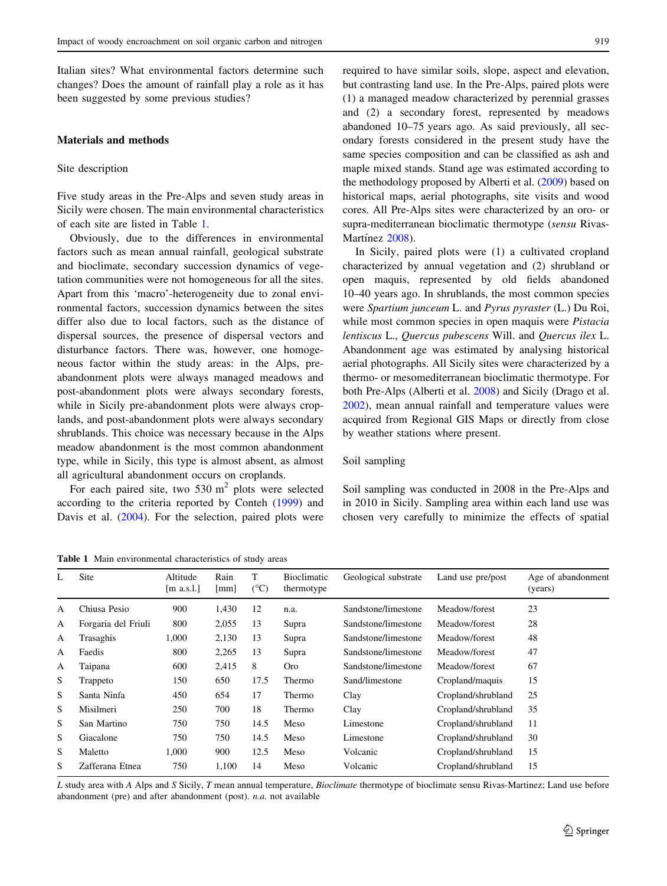Italian sites? What environmental factors determine such changes? Does the amount of rainfall play a role as it has been suggested by some previous studies?

## Materials and methods

### Site description

Five study areas in the Pre-Alps and seven study areas in Sicily were chosen. The main environmental characteristics of each site are listed in Table 1.

Obviously, due to the differences in environmental factors such as mean annual rainfall, geological substrate and bioclimate, secondary succession dynamics of vegetation communities were not homogeneous for all the sites. Apart from this 'macro'-heterogeneity due to zonal environmental factors, succession dynamics between the sites differ also due to local factors, such as the distance of dispersal sources, the presence of dispersal vectors and disturbance factors. There was, however, one homogeneous factor within the study areas: in the Alps, pre-abandonment plots were always managed meadows and post-abandonment plots were always secondary forests, while in Sicily pre-abandonment plots were always croplands, and post-abandonment plots were always secondary shrublands. This choice was necessary because in the Alps meadow abandonment is the most common abandonment type, while in Sicily, this type is almost absent, as almost all agricultural abandonment occurs on croplands.

For each paired site, two 530 $m^2$ plots were selected according to the criteria reported by Conteh (1999) and Davis et al. (2004). For the selection, paired plots were required to have similar soils, slope, aspect and elevation, but contrasting land use. In the Pre-Alps, paired plots were (1) a managed meadow characterized by perennial grasses and (2) a secondary forest, represented by meadows abandoned 10–75 years ago. As said previously, all secondary forests considered in the present study have the same species composition and can be classified as ash and maple mixed stands. Stand age was estimated according to the methodology proposed by Alberti et al. (2009) based on historical maps, aerial photographs, site visits and wood cores. All Pre-Alps sites were characterized by an oro- or supra-mediterranean bioclimatic thermotype (*sensu* Rivas-Martínez 2008).

In Sicily, paired plots were (1) a cultivated cropland characterized by annual vegetation and (2) shrubland or open maquis, represented by old fields abandoned 10–40 years ago. In shrublands, the most common species were *Spartium junceum* L. and *Pyrus pyraster* (L.) Du Roi, while most common species in open maquis were *Pistacia lentiscus* L., *Quercus pubescens* Will. and *Quercus ilex* L. Abandonment age was estimated by analysing historical aerial photographs. All Sicily sites were characterized by a thermo- or mesomediterranean bioclimatic thermotype. For both Pre-Alps (Alberti et al. 2008) and Sicily (Drago et al. 2002), mean annual rainfall and temperature values were acquired from Regional GIS Maps or directly from close by weather stations where present.

### Soil sampling

Soil sampling was conducted in 2008 in the Pre-Alps and in 2010 in Sicily. Sampling area within each land use was chosen very carefully to minimize the effects of spatial

**Table 1** Main environmental characteristics of study areas

| L | Site | Altitude [m a.s.l.] | Rain [mm] | T (°C) | Bioclimatic thermotype | Geological substrate | Land use pre/post | Age of abandonment (years) |
|---|---|---|---|---|---|---|---|---|
| A | Chiusa Pesio | 900 | 1,430 | 12 | n.a. | Sandstone/limestone | Meadow/forest | 23 |
| A | Forgaria del Friuli | 800 | 2,055 | 13 | Supra | Sandstone/limestone | Meadow/forest | 28 |
| A | Trasaghis | 1,000 | 2,130 | 13 | Supra | Sandstone/limestone | Meadow/forest | 48 |
| A | Faedis | 800 | 2,265 | 13 | Supra | Sandstone/limestone | Meadow/forest | 47 |
| A | Taipana | 600 | 2,415 | 8 | Oro | Sandstone/limestone | Meadow/forest | 67 |
| S | Trappeto | 150 | 650 | 17.5 | Thermo | Sand/limestone | Cropland/maquis | 15 |
| S | Santa Ninfa | 450 | 654 | 17 | Thermo | Clay | Cropland/shrubland | 25 |
| S | Misilmeri | 250 | 700 | 18 | Thermo | Clay | Cropland/shrubland | 35 |
| S | San Martino | 750 | 750 | 14.5 | Meso | Limestone | Cropland/shrubland | 11 |
| S | Giacalone | 750 | 750 | 14.5 | Meso | Limestone | Cropland/shrubland | 30 |
| S | Maletto | 1,000 | 900 | 12.5 | Meso | Volcanic | Cropland/shrubland | 15 |
| S | Zafferana Etnea | 750 | 1,100 | 14 | Meso | Volcanic | Cropland/shrubland | 15 |

*L* study area with *A* Alps and *S* Sicily, *T* mean annual temperature, *Bioclimate* thermotype of bioclimate sensu Rivas-Martinez; Land use before abandonment (pre) and after abandonment (post). *n.a.* not available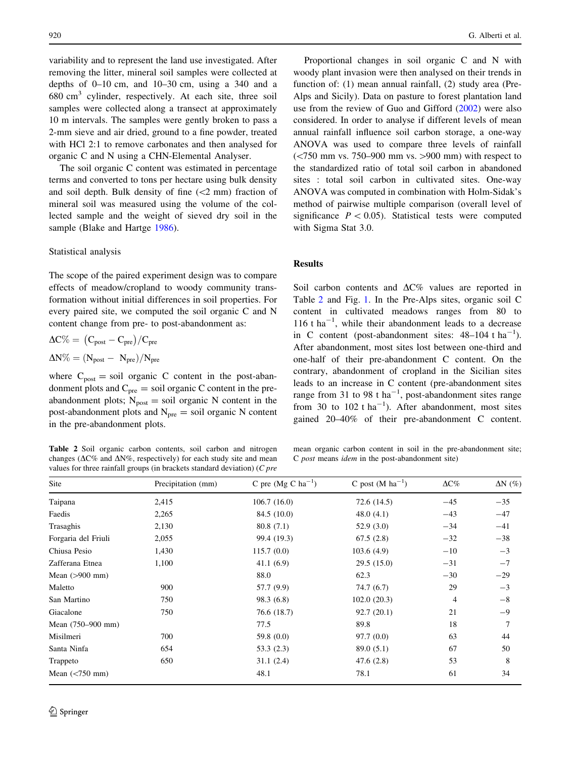variability and to represent the land use investigated. After removing the litter, mineral soil samples were collected at depths of 0–10 cm, and 10–30 cm, using a 340 and a 680 $cm^3$ cylinder, respectively. At each site, three soil samples were collected along a transect at approximately 10 m intervals. The samples were gently broken to pass a 2-mm sieve and air dried, ground to a fine powder, treated with HCl 2:1 to remove carbonates and then analysed for organic C and N using a CHN-Elemental Analyser.

The soil organic C content was estimated in percentage terms and converted to tons per hectare using bulk density and soil depth. Bulk density of fine (<2 mm) fraction of mineral soil was measured using the volume of the collected sample and the weight of sieved dry soil in the sample (Blake and Hartge 1986).

### Statistical analysis

The scope of the paired experiment design was to compare effects of meadow/cropland to woody community transformation without initial differences in soil properties. For every paired site, we computed the soil organic C and N content change from pre- to post-abandonment as:

$$\Delta C\% = \left(C_{post} - C_{pre}\right)/C_{pre}$$

$$\Delta N\% = (N_{post} - N_{pre})/N_{pre}$$

where $C_{post}$ = soil organic C content in the post-abandonment plots and $C_{pre}$ = soil organic C content in the pre-abandonment plots; $N_{post}$ = soil organic N content in the post-abandonment plots and $N_{pre}$ = soil organic N content in the pre-abandonment plots.

Proportional changes in soil organic C and N with woody plant invasion were then analysed on their trends in function of: (1) mean annual rainfall, (2) study area (Pre-Alps and Sicily). Data on pasture to forest plantation land use from the review of Guo and Gifford (2002) were also considered. In order to analyse if different levels of mean annual rainfall influence soil carbon storage, a one-way ANOVA was used to compare three levels of rainfall (<750 mm vs. 750–900 mm vs. >900 mm) with respect to the standardized ratio of total soil carbon in abandoned sites : total soil carbon in cultivated sites. One-way ANOVA was computed in combination with Holm-Sidak's method of pairwise multiple comparison (overall level of significance $P < 0.05$). Statistical tests were computed with Sigma Stat 3.0.

## Results

Soil carbon contents and ΔC% values are reported in Table 2 and Fig. 1. In the Pre-Alps sites, organic soil C content in cultivated meadows ranges from 80 to 116 t $ha^{-1}$, while their abandonment leads to a decrease in C content (post-abandonment sites: 48–104 t $ha^{-1}$). After abandonment, most sites lost between one-third and one-half of their pre-abandonment C content. On the contrary, abandonment of cropland in the Sicilian sites leads to an increase in C content (pre-abandonment sites range from 31 to 98 t $ha^{-1}$, post-abandonment sites range from 30 to 102 t $ha^{-1}$). After abandonment, most sites gained 20–40% of their pre-abandonment C content.

**Table 2** Soil organic carbon contents, soil carbon and nitrogen changes (ΔC% and ΔN%, respectively) for each study site and mean values for three rainfall groups (in brackets standard deviation) (*C pre* mean organic carbon content in soil in the pre-abandonment site; *C post* means *idem* in the post-abandonment site)

| Site | Precipitation (mm) | C pre (Mg C $ha^{-1}$) | C post (M $ha^{-1}$) | ΔC% | ΔN (%) |
|---|---|---|---|---|---|
| Taipana | 2,415 | 106.7 (16.0) | 72.6 (14.5) | −45 | −35 |
| Faedis | 2,265 | 84.5 (10.0) | 48.0 (4.1) | −43 | −47 |
| Trasaghis | 2,130 | 80.8 (7.1) | 52.9 (3.0) | −34 | −41 |
| Forgaria del Friuli | 2,055 | 99.4 (19.3) | 67.5 (2.8) | −32 | −38 |
| Chiusa Pesio | 1,430 | 115.7 (0.0) | 103.6 (4.9) | −10 | −3 |
| Zafferana Etnea | 1,100 | 41.1 (6.9) | 29.5 (15.0) | −31 | −7 |
| Mean (>900 mm) | | 88.0 | 62.3 | −30 | −29 |
| Maletto | 900 | 57.7 (9.9) | 74.7 (6.7) | 29 | −3 |
| San Martino | 750 | 98.3 (6.8) | 102.0 (20.3) | 4 | −8 |
| Giacalone | 750 | 76.6 (18.7) | 92.7 (20.1) | 21 | −9 |
| Mean (750–900 mm) | | 77.5 | 89.8 | 18 | 7 |
| Misilmeri | 700 | 59.8 (0.0) | 97.7 (0.0) | 63 | 44 |
| Santa Ninfa | 654 | 53.3 (2.3) | 89.0 (5.1) | 67 | 50 |
| Trappeto | 650 | 31.1 (2.4) | 47.6 (2.8) | 53 | 8 |
| Mean (<750 mm) | | 48.1 | 78.1 | 61 | 34 |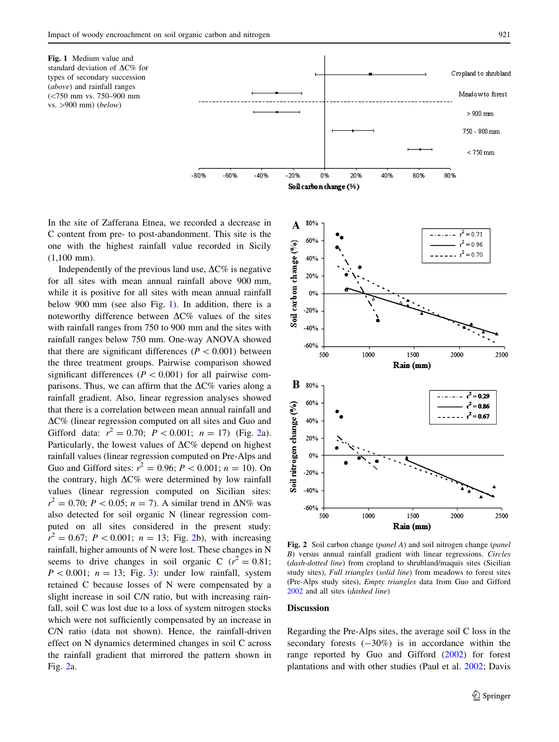Fig. 1 Medium value and standard deviation of ΔC% for types of secondary succession (*above*) and rainfall ranges (<750 mm vs. 750–900 mm vs. >900 mm) (*below*)

Fig. 2 Soil carbon change (*panel A*) and soil nitrogen change (*panel B*) versus annual rainfall gradient with linear regressions. *Circles* (*dash-dotted line*) from cropland to shrubland/maquis sites (Sicilian study sites), *Full triangles* (*solid line*) from meadows to forest sites (Pre-Alps study sites), *Empty triangles* data from Guo and Gifford 2002 and all sites (*dashed line*)

In the site of Zafferana Etnea, we recorded a decrease in C content from pre- to post-abandonment. This site is the one with the highest rainfall value recorded in Sicily (1,100 mm).

Independently of the previous land use, ΔC% is negative for all sites with mean annual rainfall above 900 mm, while it is positive for all sites with mean annual rainfall below 900 mm (see also Fig. 1). In addition, there is a noteworthy difference between ΔC% values of the sites with rainfall ranges from 750 to 900 mm and the sites with rainfall ranges below 750 mm. One-way ANOVA showed that there are significant differences ($P < 0.001$) between the three treatment groups. Pairwise comparison showed significant differences ($P < 0.001$) for all pairwise comparisons. Thus, we can affirm that the ΔC% varies along a rainfall gradient. Also, linear regression analyses showed that there is a correlation between mean annual rainfall and ΔC% (linear regression computed on all sites and Guo and Gifford data: $r^2 = 0.70$; $P < 0.001$; $n = 17$) (Fig. 2a). Particularly, the lowest values of ΔC% depend on highest rainfall values (linear regression computed on Pre-Alps and Guo and Gifford sites: $r^2 = 0.96$; $P < 0.001$; $n = 10$). On the contrary, high ΔC% were determined by low rainfall values (linear regression computed on Sicilian sites: $r^2 = 0.70$; $P < 0.05$; $n = 7$). A similar trend in ΔN% was also detected for soil organic N (linear regression computed on all sites considered in the present study: $r^2 = 0.67$; $P < 0.001$; $n = 13$; Fig. 2b), with increasing rainfall, higher amounts of N were lost. These changes in N seems to drive changes in soil organic C ($r^2 = 0.81$; $P < 0.001$; $n = 13$; Fig. 3): under low rainfall, system retained C because losses of N were compensated by a slight increase in soil C/N ratio, but with increasing rainfall, soil C was lost due to a loss of system nitrogen stocks which were not sufficiently compensated by an increase in C/N ratio (data not shown). Hence, the rainfall-driven effect on N dynamics determined changes in soil C across the rainfall gradient that mirrored the pattern shown in Fig. 2a.

## Discussion

Regarding the Pre-Alps sites, the average soil C loss in the secondary forests (−30%) is in accordance within the range reported by Guo and Gifford (2002) for forest plantations and with other studies (Paul et al. 2002; Davis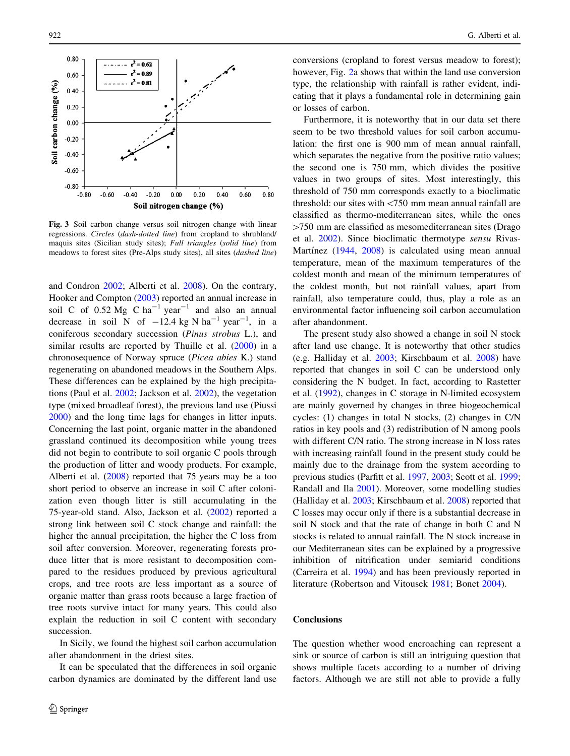Fig. 3 Soil carbon change versus soil nitrogen change with linear regressions. *Circles* (*dash-dotted line*) from cropland to shrubland/maquis sites (Sicilian study sites); *Full triangles* (*solid line*) from meadows to forest sites (Pre-Alps study sites), all sites (*dashed line*)

and Condron 2002; Alberti et al. 2008). On the contrary, Hooker and Compton (2003) reported an annual increase in soil C of 0.52 Mg C $ha^{-1}$ $year^{-1}$ and also an annual decrease in soil N of −12.4 kg N $ha^{-1}$ $year^{-1}$, in a coniferous secondary succession (*Pinus strobus* L.), and similar results are reported by Thuille et al. (2000) in a chronosequence of Norway spruce (*Picea abies* K.) stand regenerating on abandoned meadows in the Southern Alps. These differences can be explained by the high precipitations (Paul et al. 2002; Jackson et al. 2002), the vegetation type (mixed broadleaf forest), the previous land use (Piussi 2000) and the long time lags for changes in litter inputs. Concerning the last point, organic matter in the abandoned grassland continued its decomposition while young trees did not begin to contribute to soil organic C pools through the production of litter and woody products. For example, Alberti et al. (2008) reported that 75 years may be a too short period to observe an increase in soil C after colonization even though litter is still accumulating in the 75-year-old stand. Also, Jackson et al. (2002) reported a strong link between soil C stock change and rainfall: the higher the annual precipitation, the higher the C loss from soil after conversion. Moreover, regenerating forests produce litter that is more resistant to decomposition compared to the residues produced by previous agricultural crops, and tree roots are less important as a source of organic matter than grass roots because a large fraction of tree roots survive intact for many years. This could also explain the reduction in soil C content with secondary succession.

In Sicily, we found the highest soil carbon accumulation after abandonment in the driest sites.

It can be speculated that the differences in soil organic carbon dynamics are dominated by the different land use conversions (cropland to forest versus meadow to forest); however, Fig. 2a shows that within the land use conversion type, the relationship with rainfall is rather evident, indicating that it plays a fundamental role in determining gain or losses of carbon.

Furthermore, it is noteworthy that in our data set there seem to be two threshold values for soil carbon accumulation: the first one is 900 mm of mean annual rainfall, which separates the negative from the positive ratio values; the second one is 750 mm, which divides the positive values in two groups of sites. Most interestingly, this threshold of 750 mm corresponds exactly to a bioclimatic threshold: our sites with <750 mm mean annual rainfall are classified as thermo-mediterranean sites, while the ones >750 mm are classified as mesomediterranean sites (Drago et al. 2002). Since bioclimatic thermotype *sensu* Rivas-Martínez (1944, 2008) is calculated using mean annual temperature, mean of the maximum temperatures of the coldest month and mean of the minimum temperatures of the coldest month, but not rainfall values, apart from rainfall, also temperature could, thus, play a role as an environmental factor influencing soil carbon accumulation after abandonment.

The present study also showed a change in soil N stock after land use change. It is noteworthy that other studies (e.g. Halliday et al. 2003; Kirschbaum et al. 2008) have reported that changes in soil C can be understood only considering the N budget. In fact, according to Rastetter et al. (1992), changes in C storage in N-limited ecosystem are mainly governed by changes in three biogeochemical cycles: (1) changes in total N stocks, (2) changes in C/N ratios in key pools and (3) redistribution of N among pools with different C/N ratio. The strong increase in N loss rates with increasing rainfall found in the present study could be mainly due to the drainage from the system according to previous studies (Parfitt et al. 1997, 2003; Scott et al. 1999; Randall and Ila 2001). Moreover, some modelling studies (Halliday et al. 2003; Kirschbaum et al. 2008) reported that C losses may occur only if there is a substantial decrease in soil N stock and that the rate of change in both C and N stocks is related to annual rainfall. The N stock increase in our Mediterranean sites can be explained by a progressive inhibition of nitrification under semiarid conditions (Carreira et al. 1994) and has been previously reported in literature (Robertson and Vitousek 1981; Bonet 2004).

## Conclusions

The question whether wood encroaching can represent a sink or source of carbon is still an intriguing question that shows multiple facets according to a number of driving factors. Although we are still not able to provide a fully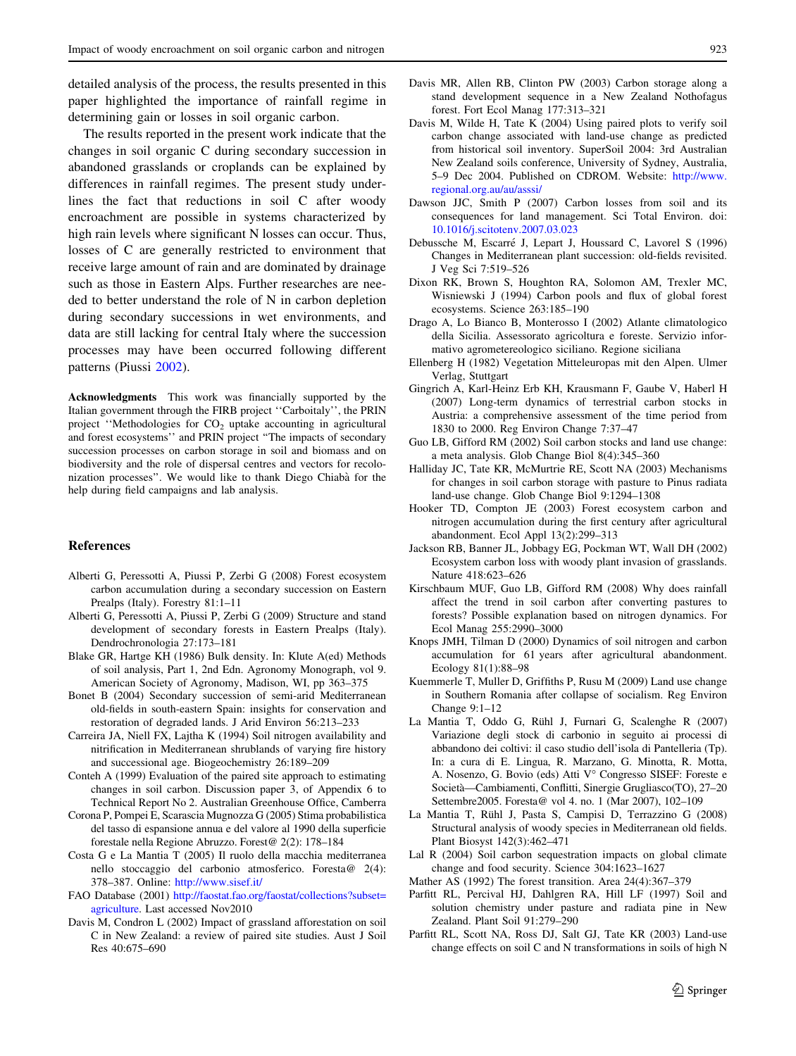detailed analysis of the process, the results presented in this paper highlighted the importance of rainfall regime in determining gain or losses in soil organic carbon.

The results reported in the present work indicate that the changes in soil organic C during secondary succession in abandoned grasslands or croplands can be explained by differences in rainfall regimes. The present study underlines the fact that reductions in soil C after woody encroachment are possible in systems characterized by high rain levels where significant N losses can occur. Thus, losses of C are generally restricted to environment that receive large amount of rain and are dominated by drainage such as those in Eastern Alps. Further researches are needed to better understand the role of N in carbon depletion during secondary successions in wet environments, and data are still lacking for central Italy where the succession processes may have been occurred following different patterns (Piussi 2002).

**Acknowledgments** This work was financially supported by the Italian government through the FIRB project ''Carboitaly'', the PRIN project ''Methodologies for $CO_2$ uptake accounting in agricultural and forest ecosystems'' and PRIN project "The impacts of secondary succession processes on carbon storage in soil and biomass and on biodiversity and the role of dispersal centres and vectors for recolonization processes''. We would like to thank Diego Chiabà for the help during field campaigns and lab analysis.

## References

Alberti G, Peressotti A, Piussi P, Zerbi G (2008) Forest ecosystem carbon accumulation during a secondary succession on Eastern Prealps (Italy). Forestry 81:1–11

Alberti G, Peressotti A, Piussi P, Zerbi G (2009) Structure and stand development of secondary forests in Eastern Prealps (Italy). Dendrochronologia 27:173–181

Blake GR, Hartge KH (1986) Bulk density. In: Klute A(ed) Methods of soil analysis, Part 1, 2nd Edn. Agronomy Monograph, vol 9. American Society of Agronomy, Madison, WI, pp 363–375

Bonet B (2004) Secondary succession of semi-arid Mediterranean old-fields in south-eastern Spain: insights for conservation and restoration of degraded lands. J Arid Environ 56:213–233

Carreira JA, Niell FX, Lajtha K (1994) Soil nitrogen availability and nitrification in Mediterranean shrublands of varying fire history and successional age. Biogeochemistry 26:189–209

Conteh A (1999) Evaluation of the paired site approach to estimating changes in soil carbon. Discussion paper 3, of Appendix 6 to Technical Report No 2. Australian Greenhouse Office, Camberra

Corona P, Pompei E, Scarascia Mugnozza G (2005) Stima probabilistica del tasso di espansione annua e del valore al 1990 della superficie forestale nella Regione Abruzzo. Forest@ 2(2): 178–184

Costa G e La Mantia T (2005) Il ruolo della macchia mediterranea nello stoccaggio del carbonio atmosferico. Foresta@ 2(4): 378–387. Online: http://www.sisef.it/

FAO Database (2001) http://faostat.fao.org/faostat/collections?subset=agriculture. Last accessed Nov2010

Davis M, Condron L (2002) Impact of grassland afforestation on soil C in New Zealand: a review of paired site studies. Aust J Soil Res 40:675–690

Davis MR, Allen RB, Clinton PW (2003) Carbon storage along a stand development sequence in a New Zealand Nothofagus forest. Fort Ecol Manag 177:313–321

Davis M, Wilde H, Tate K (2004) Using paired plots to verify soil carbon change associated with land-use change as predicted from historical soil inventory. SuperSoil 2004: 3rd Australian New Zealand soils conference, University of Sydney, Australia, 5–9 Dec 2004. Published on CDROM. Website: http://www.regional.org.au/au/asssi/

Dawson JJC, Smith P (2007) Carbon losses from soil and its consequences for land management. Sci Total Environ. doi:10.1016/j.scitotenv.2007.03.023

Debussche M, Escarré J, Lepart J, Houssard C, Lavorel S (1996) Changes in Mediterranean plant succession: old-fields revisited. J Veg Sci 7:519–526

Dixon RK, Brown S, Houghton RA, Solomon AM, Trexler MC, Wisniewski J (1994) Carbon pools and flux of global forest ecosystems. Science 263:185–190

Drago A, Lo Bianco B, Monterosso I (2002) Atlante climatologico della Sicilia. Assessorato agricoltura e foreste. Servizio informativo agrometereologico siciliano. Regione siciliana

Ellenberg H (1982) Vegetation Mitteleuropas mit den Alpen. Ulmer Verlag, Stuttgart

Gingrich A, Karl-Heinz Erb KH, Krausmann F, Gaube V, Haberl H (2007) Long-term dynamics of terrestrial carbon stocks in Austria: a comprehensive assessment of the time period from 1830 to 2000. Reg Environ Change 7:37–47

Guo LB, Gifford RM (2002) Soil carbon stocks and land use change: a meta analysis. Glob Change Biol 8(4):345–360

Halliday JC, Tate KR, McMurtrie RE, Scott NA (2003) Mechanisms for changes in soil carbon storage with pasture to Pinus radiata land-use change. Glob Change Biol 9:1294–1308

Hooker TD, Compton JE (2003) Forest ecosystem carbon and nitrogen accumulation during the first century after agricultural abandonment. Ecol Appl 13(2):299–313

Jackson RB, Banner JL, Jobbagy EG, Pockman WT, Wall DH (2002) Ecosystem carbon loss with woody plant invasion of grasslands. Nature 418:623–626

Kirschbaum MUF, Guo LB, Gifford RM (2008) Why does rainfall affect the trend in soil carbon after converting pastures to forests? Possible explanation based on nitrogen dynamics. For Ecol Manag 255:2990–3000

Knops JMH, Tilman D (2000) Dynamics of soil nitrogen and carbon accumulation for 61 years after agricultural abandonment. Ecology 81(1):88–98

Kuemmerle T, Muller D, Griffiths P, Rusu M (2009) Land use change in Southern Romania after collapse of socialism. Reg Environ Change 9:1–12

La Mantia T, Oddo G, Rühl J, Furnari G, Scalenghe R (2007) Variazione degli stock di carbonio in seguito ai processi di abbandono dei coltivi: il caso studio dell'isola di Pantelleria (Tp). In: a cura di E. Lingua, R. Marzano, G. Minotta, R. Motta, A. Nosenzo, G. Bovio (eds) Atti V° Congresso SISEF: Foreste e Società—Cambiamenti, Conflitti, Sinergie Grugliasco(TO), 27–20 Settembre2005. Foresta@ vol 4. no. 1 (Mar 2007), 102–109

La Mantia T, Rühl J, Pasta S, Campisi D, Terrazzino G (2008) Structural analysis of woody species in Mediterranean old fields. Plant Biosyst 142(3):462–471

Lal R (2004) Soil carbon sequestration impacts on global climate change and food security. Science 304:1623–1627

Mather AS (1992) The forest transition. Area 24(4):367–379

Parfitt RL, Percival HJ, Dahlgren RA, Hill LF (1997) Soil and solution chemistry under pasture and radiata pine in New Zealand. Plant Soil 91:279–290

Parfitt RL, Scott NA, Ross DJ, Salt GJ, Tate KR (2003) Land-use change effects on soil C and N transformations in soils of high N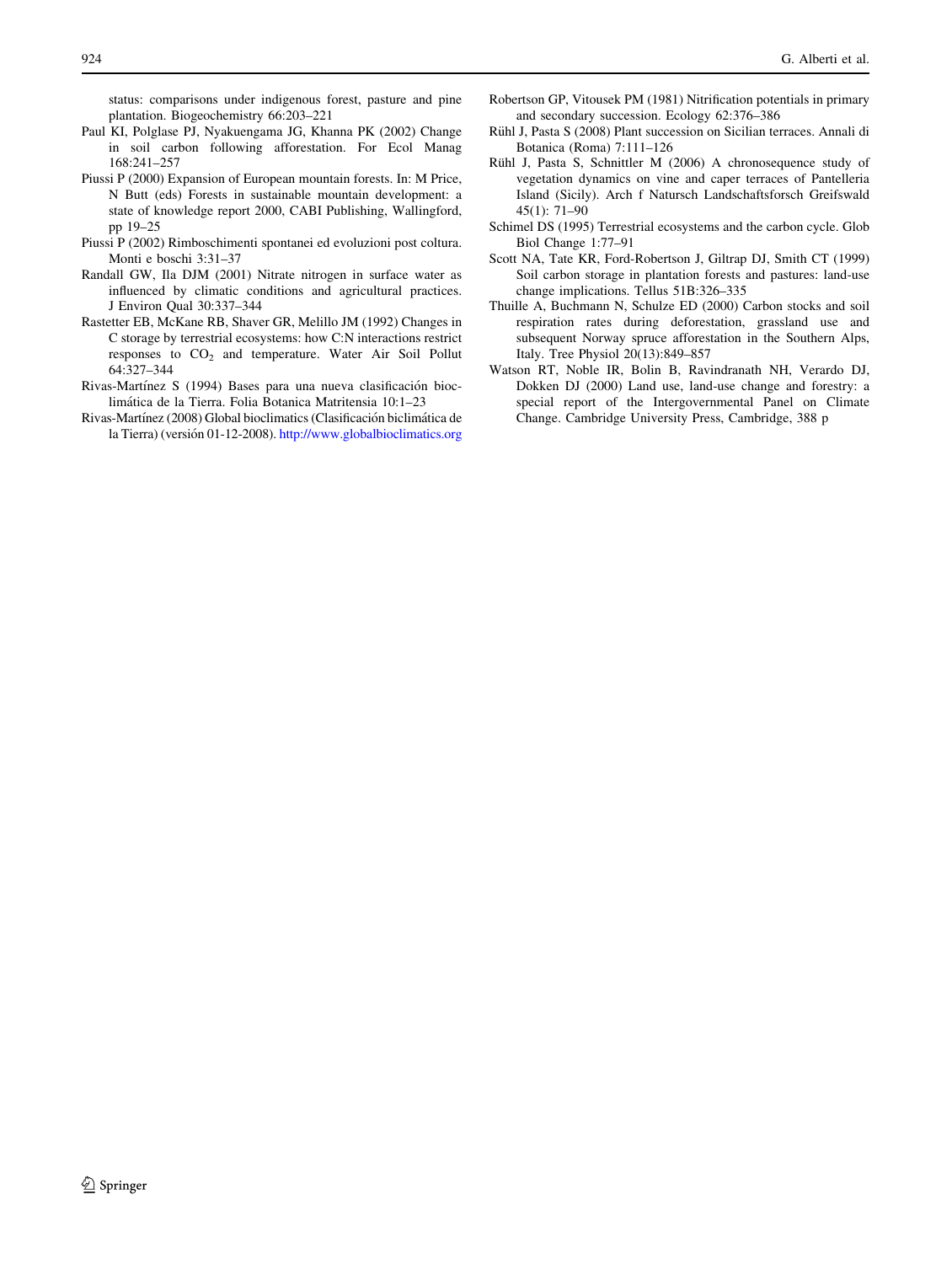status: comparisons under indigenous forest, pasture and pine plantation. Biogeochemistry 66:203–221

Paul KI, Polglase PJ, Nyakuengama JG, Khanna PK (2002) Change in soil carbon following afforestation. For Ecol Manag 168:241–257

Piussi P (2000) Expansion of European mountain forests. In: M Price, N Butt (eds) Forests in sustainable mountain development: a state of knowledge report 2000, CABI Publishing, Wallingford, pp 19–25

Piussi P (2002) Rimboschimenti spontanei ed evoluzioni post coltura. Monti e boschi 3:31–37

Randall GW, Ila DJM (2001) Nitrate nitrogen in surface water as influenced by climatic conditions and agricultural practices. J Environ Qual 30:337–344

Rastetter EB, McKane RB, Shaver GR, Melillo JM (1992) Changes in C storage by terrestrial ecosystems: how C:N interactions restrict responses to $CO_2$ and temperature. Water Air Soil Pollut 64:327–344

Rivas-Martínez S (1994) Bases para una nueva clasificación bioclimática de la Tierra. Folia Botanica Matritensia 10:1–23

Rivas-Martínez (2008) Global bioclimatics (Clasificación biclimática de la Tierra) (versión 01-12-2008). http://www.globalbioclimatics.org

Robertson GP, Vitousek PM (1981) Nitrification potentials in primary and secondary succession. Ecology 62:376–386

Rühl J, Pasta S (2008) Plant succession on Sicilian terraces. Annali di Botanica (Roma) 7:111–126

Rühl J, Pasta S, Schnittler M (2006) A chronosequence study of vegetation dynamics on vine and caper terraces of Pantelleria Island (Sicily). Arch f Natursch Landschaftsforsch Greifswald 45(1): 71–90

Schimel DS (1995) Terrestrial ecosystems and the carbon cycle. Glob Biol Change 1:77–91

Scott NA, Tate KR, Ford-Robertson J, Giltrap DJ, Smith CT (1999) Soil carbon storage in plantation forests and pastures: land-use change implications. Tellus 51B:326–335

Thuille A, Buchmann N, Schulze ED (2000) Carbon stocks and soil respiration rates during deforestation, grassland use and subsequent Norway spruce afforestation in the Southern Alps, Italy. Tree Physiol 20(13):849–857

Watson RT, Noble IR, Bolin B, Ravindranath NH, Verardo DJ, Dokken DJ (2000) Land use, land-use change and forestry: a special report of the Intergovernmental Panel on Climate Change. Cambridge University Press, Cambridge, 388 p